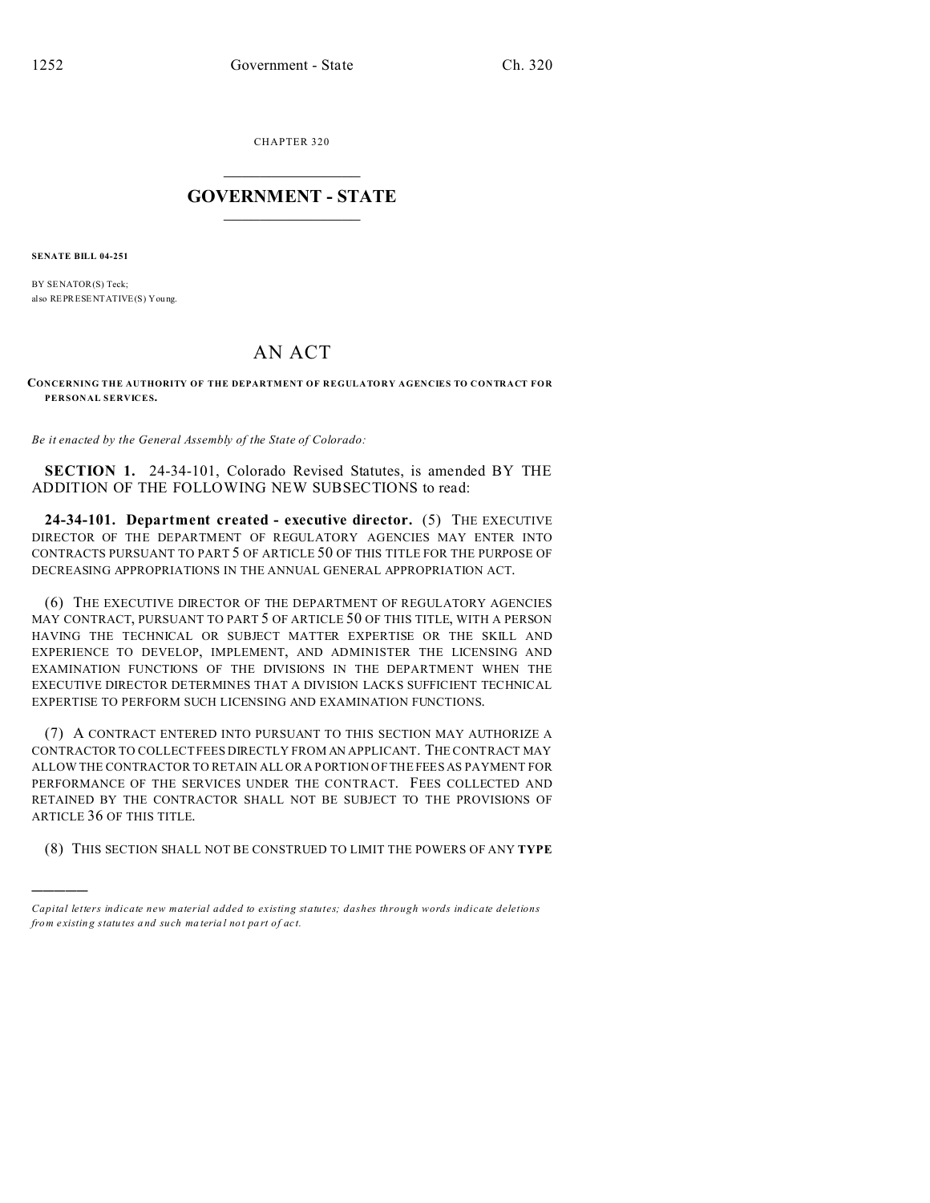CHAPTER 320

# GOVERNMENT - STATE

**SENATE BILL 04-251**

BY SENATOR(S) Teck;
also REPRESENTATIVE(S) Young.

# AN ACT

**CONCERNING THE AUTHORITY OF THE DEPARTMENT OF REGULATORY AGENCIES TO CONTRACT FOR PERSONAL SERVICES.**

*Be it enacted by the General Assembly of the State of Colorado:*

**SECTION 1.** 24-34-101, Colorado Revised Statutes, is amended BY THE ADDITION OF THE FOLLOWING NEW SUBSECTIONS to read:

**24-34-101. Department created - executive director.** (5) THE EXECUTIVE DIRECTOR OF THE DEPARTMENT OF REGULATORY AGENCIES MAY ENTER INTO CONTRACTS PURSUANT TO PART 5 OF ARTICLE 50 OF THIS TITLE FOR THE PURPOSE OF DECREASING APPROPRIATIONS IN THE ANNUAL GENERAL APPROPRIATION ACT.

(6) THE EXECUTIVE DIRECTOR OF THE DEPARTMENT OF REGULATORY AGENCIES MAY CONTRACT, PURSUANT TO PART 5 OF ARTICLE 50 OF THIS TITLE, WITH A PERSON HAVING THE TECHNICAL OR SUBJECT MATTER EXPERTISE OR THE SKILL AND EXPERIENCE TO DEVELOP, IMPLEMENT, AND ADMINISTER THE LICENSING AND EXAMINATION FUNCTIONS OF THE DIVISIONS IN THE DEPARTMENT WHEN THE EXECUTIVE DIRECTOR DETERMINES THAT A DIVISION LACKS SUFFICIENT TECHNICAL EXPERTISE TO PERFORM SUCH LICENSING AND EXAMINATION FUNCTIONS.

(7) A CONTRACT ENTERED INTO PURSUANT TO THIS SECTION MAY AUTHORIZE A CONTRACTOR TO COLLECT FEES DIRECTLY FROM AN APPLICANT. THE CONTRACT MAY ALLOW THE CONTRACTOR TO RETAIN ALL OR A PORTION OF THE FEES AS PAYMENT FOR PERFORMANCE OF THE SERVICES UNDER THE CONTRACT. FEES COLLECTED AND RETAINED BY THE CONTRACTOR SHALL NOT BE SUBJECT TO THE PROVISIONS OF ARTICLE 36 OF THIS TITLE.

(8) THIS SECTION SHALL NOT BE CONSTRUED TO LIMIT THE POWERS OF ANY **TYPE**

---

*Capital letters indicate new material added to existing statutes; dashes through words indicate deletions from existing statutes and such material not part of act.*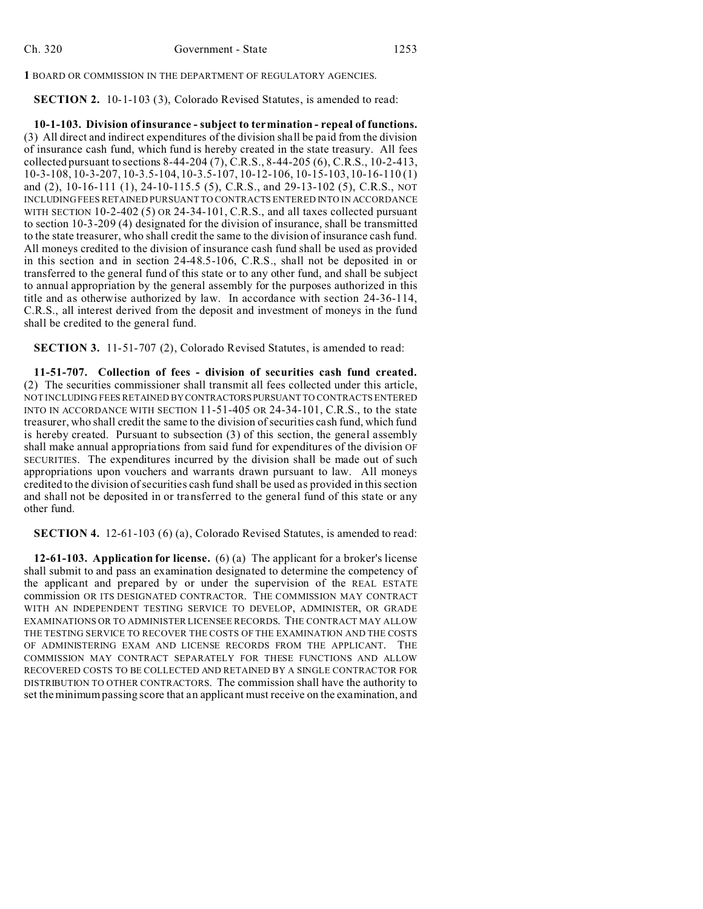BOARD OR COMMISSION IN THE DEPARTMENT OF REGULATORY AGENCIES.

**SECTION 2.** 10-1-103 (3), Colorado Revised Statutes, is amended to read:

**10-1-103. Division of insurance - subject to termination - repeal of functions.** (3) All direct and indirect expenditures of the division shall be paid from the division of insurance cash fund, which fund is hereby created in the state treasury. All fees collected pursuant to sections 8-44-204 (7), C.R.S., 8-44-205 (6), C.R.S., 10-2-413, 10-3-108, 10-3-207, 10-3.5-104, 10-3.5-107, 10-12-106, 10-15-103, 10-16-110 (1) and (2), 10-16-111 (1), 24-10-115.5 (5), C.R.S., and 29-13-102 (5), C.R.S., NOT INCLUDING FEES RETAINED PURSUANT TO CONTRACTS ENTERED INTO IN ACCORDANCE WITH SECTION 10-2-402 (5) OR 24-34-101, C.R.S., and all taxes collected pursuant to section 10-3-209 (4) designated for the division of insurance, shall be transmitted to the state treasurer, who shall credit the same to the division of insurance cash fund. All moneys credited to the division of insurance cash fund shall be used as provided in this section and in section 24-48.5-106, C.R.S., shall not be deposited in or transferred to the general fund of this state or to any other fund, and shall be subject to annual appropriation by the general assembly for the purposes authorized in this title and as otherwise authorized by law. In accordance with section 24-36-114, C.R.S., all interest derived from the deposit and investment of moneys in the fund shall be credited to the general fund.

**SECTION 3.** 11-51-707 (2), Colorado Revised Statutes, is amended to read:

**11-51-707. Collection of fees - division of securities cash fund created.** (2) The securities commissioner shall transmit all fees collected under this article, NOT INCLUDING FEES RETAINED BY CONTRACTORS PURSUANT TO CONTRACTS ENTERED INTO IN ACCORDANCE WITH SECTION 11-51-405 OR 24-34-101, C.R.S., to the state treasurer, who shall credit the same to the division of securities cash fund, which fund is hereby created. Pursuant to subsection (3) of this section, the general assembly shall make annual appropriations from said fund for expenditures of the division OF SECURITIES. The expenditures incurred by the division shall be made out of such appropriations upon vouchers and warrants drawn pursuant to law. All moneys credited to the division of securities cash fund shall be used as provided in this section and shall not be deposited in or transferred to the general fund of this state or any other fund.

**SECTION 4.** 12-61-103 (6) (a), Colorado Revised Statutes, is amended to read:

**12-61-103. Application for license.** (6) (a) The applicant for a broker's license shall submit to and pass an examination designated to determine the competency of the applicant and prepared by or under the supervision of the REAL ESTATE commission OR ITS DESIGNATED CONTRACTOR. THE COMMISSION MAY CONTRACT WITH AN INDEPENDENT TESTING SERVICE TO DEVELOP, ADMINISTER, OR GRADE EXAMINATIONS OR TO ADMINISTER LICENSEE RECORDS. THE CONTRACT MAY ALLOW THE TESTING SERVICE TO RECOVER THE COSTS OF THE EXAMINATION AND THE COSTS OF ADMINISTERING EXAM AND LICENSE RECORDS FROM THE APPLICANT. THE COMMISSION MAY CONTRACT SEPARATELY FOR THESE FUNCTIONS AND ALLOW RECOVERED COSTS TO BE COLLECTED AND RETAINED BY A SINGLE CONTRACTOR FOR DISTRIBUTION TO OTHER CONTRACTORS. The commission shall have the authority to set the minimum passing score that an applicant must receive on the examination, and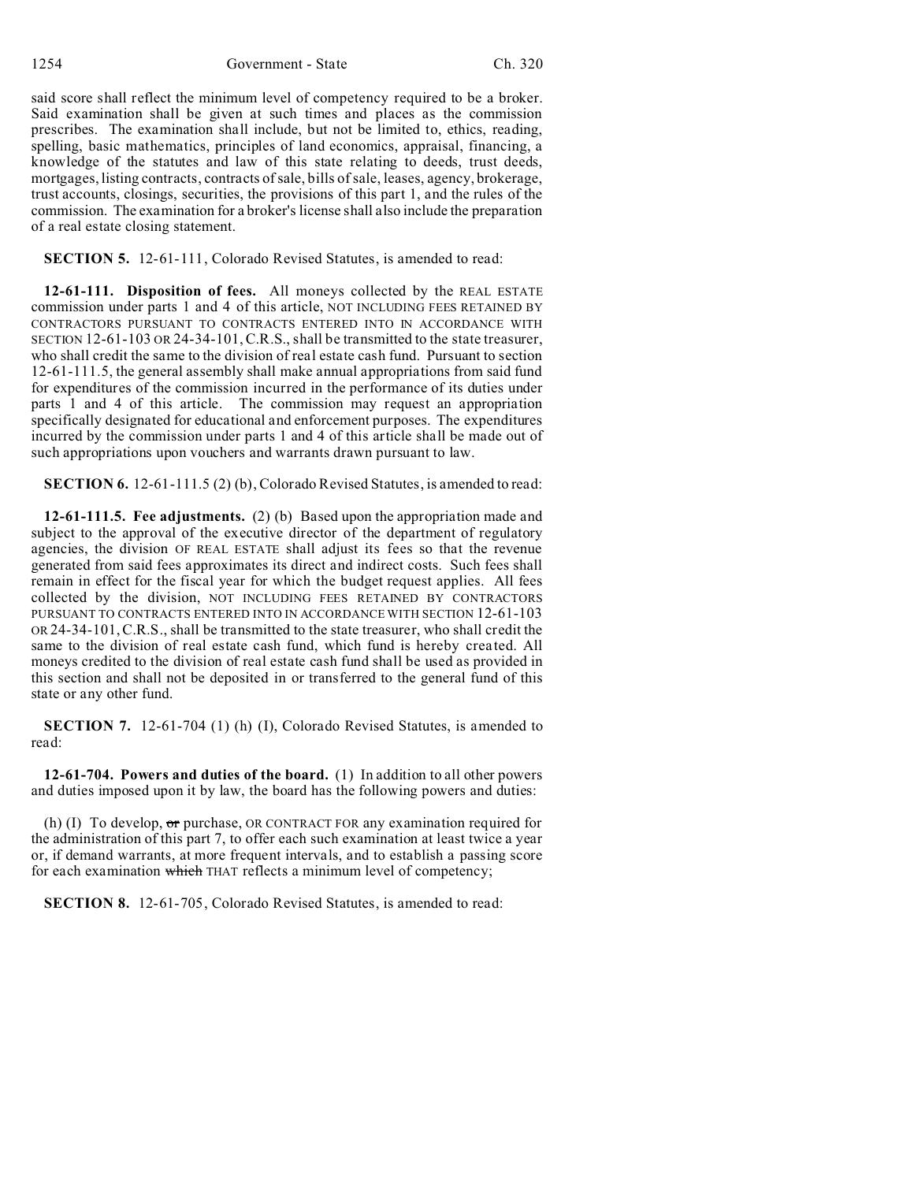said score shall reflect the minimum level of competency required to be a broker. Said examination shall be given at such times and places as the commission prescribes. The examination shall include, but not be limited to, ethics, reading, spelling, basic mathematics, principles of land economics, appraisal, financing, a knowledge of the statutes and law of this state relating to deeds, trust deeds, mortgages, listing contracts, contracts of sale, bills of sale, leases, agency, brokerage, trust accounts, closings, securities, the provisions of this part 1, and the rules of the commission. The examination for a broker's license shall also include the preparation of a real estate closing statement.

**SECTION 5.** 12-61-111, Colorado Revised Statutes, is amended to read:

**12-61-111. Disposition of fees.** All moneys collected by the REAL ESTATE commission under parts 1 and 4 of this article, NOT INCLUDING FEES RETAINED BY CONTRACTORS PURSUANT TO CONTRACTS ENTERED INTO IN ACCORDANCE WITH SECTION 12-61-103 OR 24-34-101, C.R.S., shall be transmitted to the state treasurer, who shall credit the same to the division of real estate cash fund. Pursuant to section 12-61-111.5, the general assembly shall make annual appropriations from said fund for expenditures of the commission incurred in the performance of its duties under parts 1 and 4 of this article. The commission may request an appropriation specifically designated for educational and enforcement purposes. The expenditures incurred by the commission under parts 1 and 4 of this article shall be made out of such appropriations upon vouchers and warrants drawn pursuant to law.

**SECTION 6.** 12-61-111.5 (2) (b), Colorado Revised Statutes, is amended to read:

**12-61-111.5. Fee adjustments.** (2) (b) Based upon the appropriation made and subject to the approval of the executive director of the department of regulatory agencies, the division OF REAL ESTATE shall adjust its fees so that the revenue generated from said fees approximates its direct and indirect costs. Such fees shall remain in effect for the fiscal year for which the budget request applies. All fees collected by the division, NOT INCLUDING FEES RETAINED BY CONTRACTORS PURSUANT TO CONTRACTS ENTERED INTO IN ACCORDANCE WITH SECTION 12-61-103 OR 24-34-101, C.R.S., shall be transmitted to the state treasurer, who shall credit the same to the division of real estate cash fund, which fund is hereby created. All moneys credited to the division of real estate cash fund shall be used as provided in this section and shall not be deposited in or transferred to the general fund of this state or any other fund.

**SECTION 7.** 12-61-704 (1) (h) (I), Colorado Revised Statutes, is amended to read:

**12-61-704. Powers and duties of the board.** (1) In addition to all other powers and duties imposed upon it by law, the board has the following powers and duties:

(h) (I) To develop, ~~or~~ purchase, OR CONTRACT FOR any examination required for the administration of this part 7, to offer each such examination at least twice a year or, if demand warrants, at more frequent intervals, and to establish a passing score for each examination ~~which~~ THAT reflects a minimum level of competency;

**SECTION 8.** 12-61-705, Colorado Revised Statutes, is amended to read: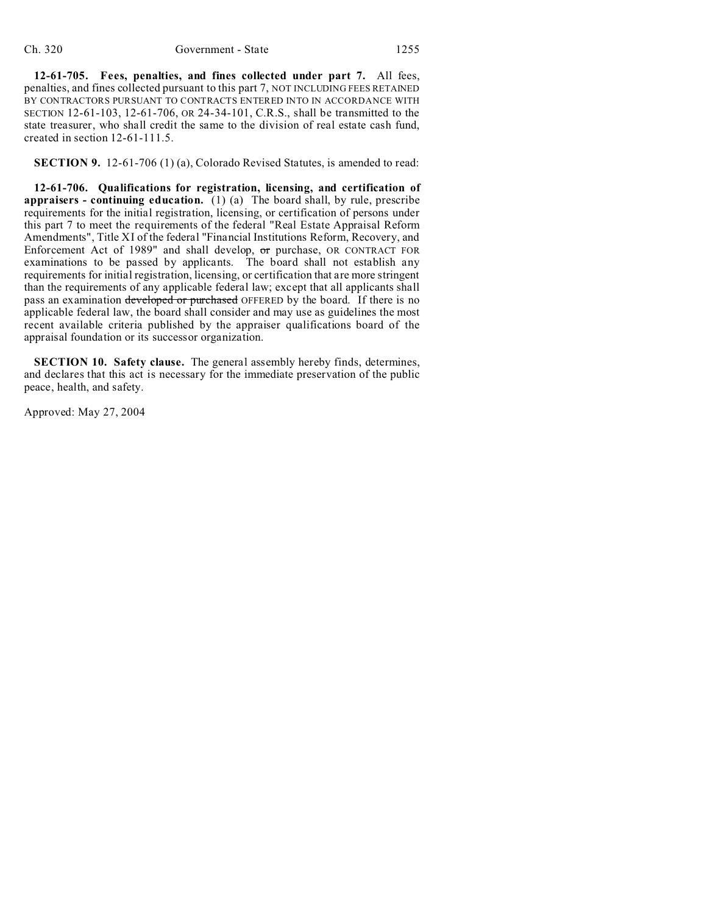**12-61-705. Fees, penalties, and fines collected under part 7.** All fees, penalties, and fines collected pursuant to this part 7, NOT INCLUDING FEES RETAINED BY CONTRACTORS PURSUANT TO CONTRACTS ENTERED INTO IN ACCORDANCE WITH SECTION 12-61-103, 12-61-706, OR 24-34-101, C.R.S., shall be transmitted to the state treasurer, who shall credit the same to the division of real estate cash fund, created in section 12-61-111.5.

**SECTION 9.** 12-61-706 (1) (a), Colorado Revised Statutes, is amended to read:

**12-61-706. Qualifications for registration, licensing, and certification of appraisers - continuing education.** (1) (a) The board shall, by rule, prescribe requirements for the initial registration, licensing, or certification of persons under this part 7 to meet the requirements of the federal "Real Estate Appraisal Reform Amendments", Title XI of the federal "Financial Institutions Reform, Recovery, and Enforcement Act of 1989" and shall develop, ~~or~~ purchase, OR CONTRACT FOR examinations to be passed by applicants. The board shall not establish any requirements for initial registration, licensing, or certification that are more stringent than the requirements of any applicable federal law; except that all applicants shall pass an examination ~~developed or purchased~~ OFFERED by the board. If there is no applicable federal law, the board shall consider and may use as guidelines the most recent available criteria published by the appraiser qualifications board of the appraisal foundation or its successor organization.

**SECTION 10. Safety clause.** The general assembly hereby finds, determines, and declares that this act is necessary for the immediate preservation of the public peace, health, and safety.

Approved: May 27, 2004